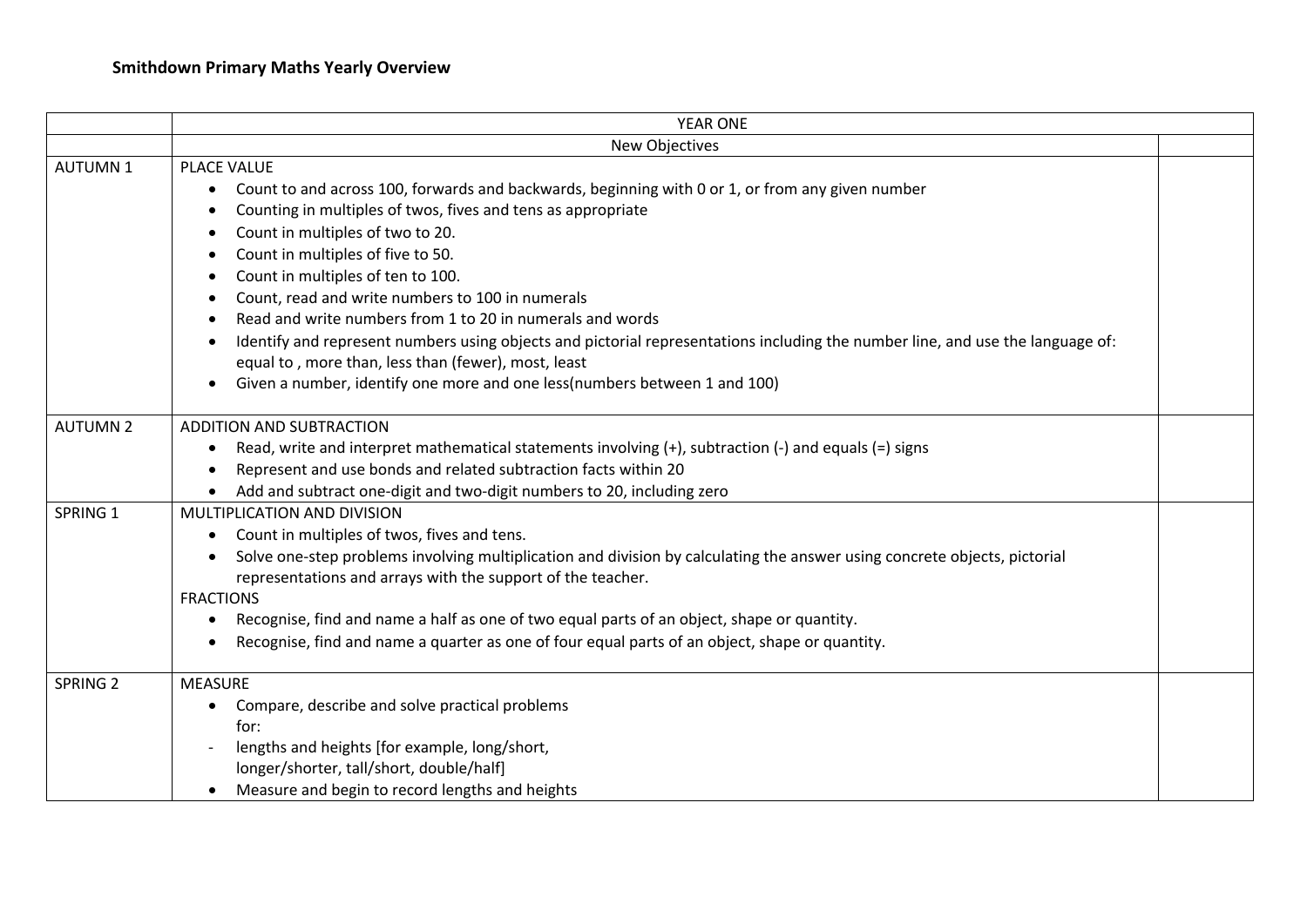**Smithdown Primary Maths Yearly Overview**

| | YEAR ONE | |
|---|---|---|
| | New Objectives | |
| AUTUMN 1 | PLACE VALUE<br>• Count to and across 100, forwards and backwards, beginning with 0 or 1, or from any given number<br>• Counting in multiples of twos, fives and tens as appropriate<br>• Count in multiples of two to 20.<br>• Count in multiples of five to 50.<br>• Count in multiples of ten to 100.<br>• Count, read and write numbers to 100 in numerals<br>• Read and write numbers from 1 to 20 in numerals and words<br>• Identify and represent numbers using objects and pictorial representations including the number line, and use the language of: equal to , more than, less than (fewer), most, least<br>• Given a number, identify one more and one less(numbers between 1 and 100) | |
| AUTUMN 2 | ADDITION AND SUBTRACTION<br>• Read, write and interpret mathematical statements involving (+), subtraction (-) and equals (=) signs<br>• Represent and use bonds and related subtraction facts within 20<br>• Add and subtract one-digit and two-digit numbers to 20, including zero | |
| SPRING 1 | MULTIPLICATION AND DIVISION<br>• Count in multiples of twos, fives and tens.<br>• Solve one-step problems involving multiplication and division by calculating the answer using concrete objects, pictorial representations and arrays with the support of the teacher.<br>FRACTIONS<br>• Recognise, find and name a half as one of two equal parts of an object, shape or quantity.<br>• Recognise, find and name a quarter as one of four equal parts of an object, shape or quantity. | |
| SPRING 2 | MEASURE<br>• Compare, describe and solve practical problems for:<br>- lengths and heights [for example, long/short, longer/shorter, tall/short, double/half]<br>• Measure and begin to record lengths and heights | |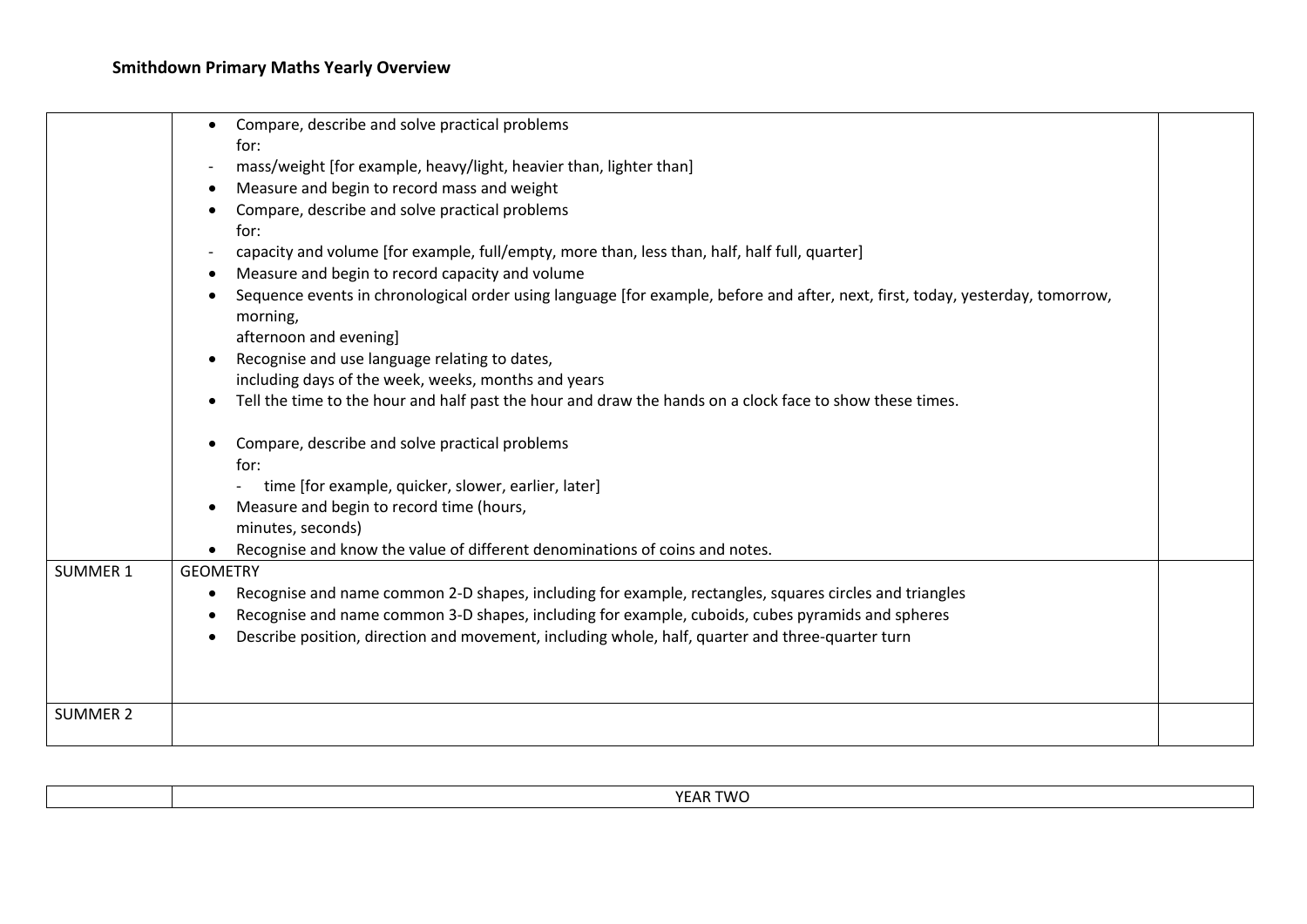**Smithdown Primary Maths Yearly Overview**

| | | |
|---|---|---|
| | • Compare, describe and solve practical problems for:<br>- mass/weight [for example, heavy/light, heavier than, lighter than]<br>• Measure and begin to record mass and weight<br>• Compare, describe and solve practical problems for:<br>- capacity and volume [for example, full/empty, more than, less than, half, half full, quarter]<br>• Measure and begin to record capacity and volume<br>• Sequence events in chronological order using language [for example, before and after, next, first, today, yesterday, tomorrow, morning, afternoon and evening]<br>• Recognise and use language relating to dates, including days of the week, weeks, months and years<br>• Tell the time to the hour and half past the hour and draw the hands on a clock face to show these times.<br><br>• Compare, describe and solve practical problems for:<br>- time [for example, quicker, slower, earlier, later]<br>• Measure and begin to record time (hours, minutes, seconds)<br>• Recognise and know the value of different denominations of coins and notes. | |
| SUMMER 1 | GEOMETRY<br>• Recognise and name common 2-D shapes, including for example, rectangles, squares circles and triangles<br>• Recognise and name common 3-D shapes, including for example, cuboids, cubes pyramids and spheres<br>• Describe position, direction and movement, including whole, half, quarter and three-quarter turn | |
| SUMMER 2 | | |

| | YEAR TWO |
|---|---|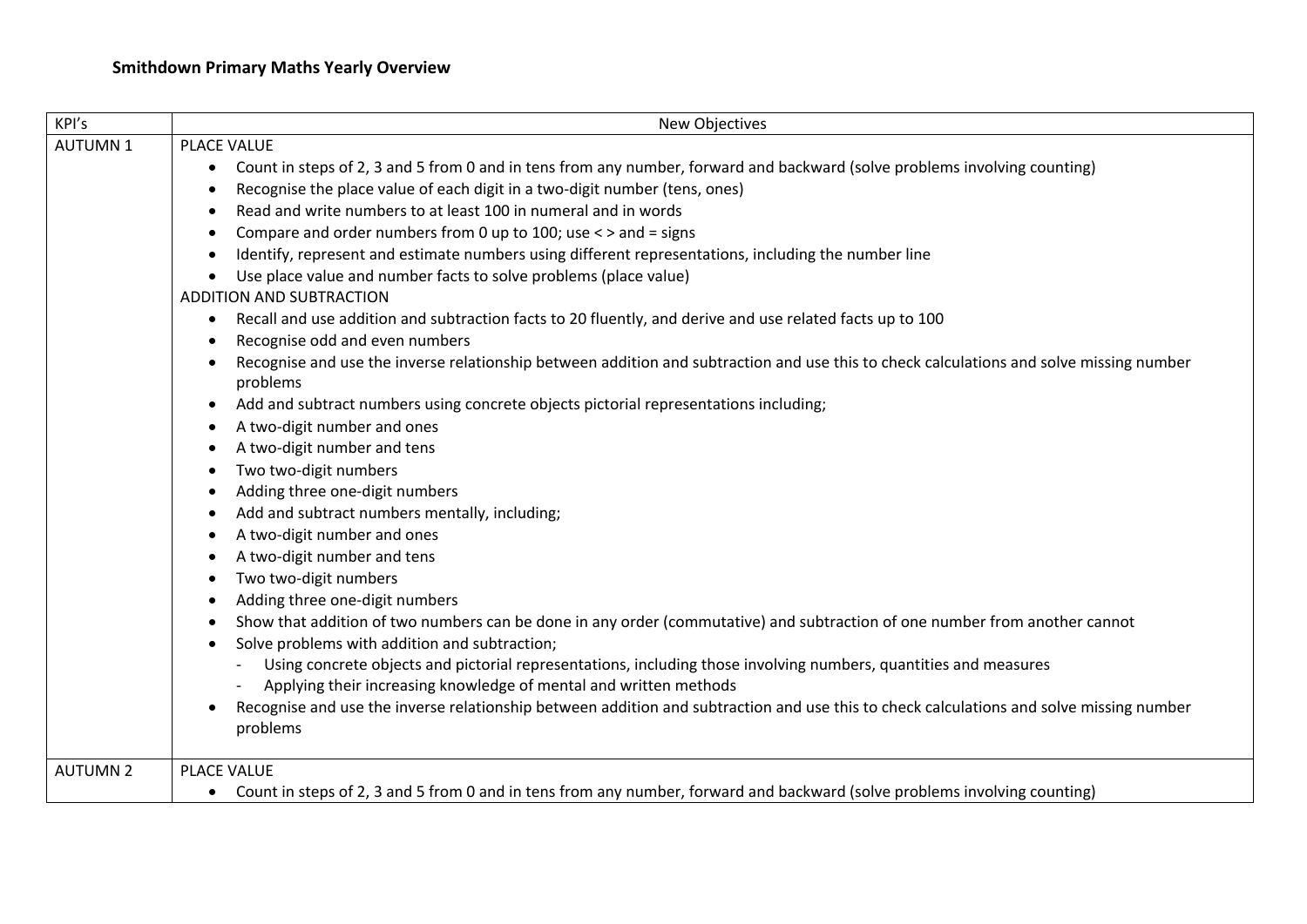**Smithdown Primary Maths Yearly Overview**

| KPI's | New Objectives |
| --- | --- |
| AUTUMN 1 | PLACE VALUE<br>• Count in steps of 2, 3 and 5 from 0 and in tens from any number, forward and backward (solve problems involving counting)<br>• Recognise the place value of each digit in a two-digit number (tens, ones)<br>• Read and write numbers to at least 100 in numeral and in words<br>• Compare and order numbers from 0 up to 100; use < > and = signs<br>• Identify, represent and estimate numbers using different representations, including the number line<br>• Use place value and number facts to solve problems (place value)<br>ADDITION AND SUBTRACTION<br>• Recall and use addition and subtraction facts to 20 fluently, and derive and use related facts up to 100<br>• Recognise odd and even numbers<br>• Recognise and use the inverse relationship between addition and subtraction and use this to check calculations and solve missing number problems<br>• Add and subtract numbers using concrete objects pictorial representations including;<br>• A two-digit number and ones<br>• A two-digit number and tens<br>• Two two-digit numbers<br>• Adding three one-digit numbers<br>• Add and subtract numbers mentally, including;<br>• A two-digit number and ones<br>• A two-digit number and tens<br>• Two two-digit numbers<br>• Adding three one-digit numbers<br>• Show that addition of two numbers can be done in any order (commutative) and subtraction of one number from another cannot<br>• Solve problems with addition and subtraction;<br>- Using concrete objects and pictorial representations, including those involving numbers, quantities and measures<br>- Applying their increasing knowledge of mental and written methods<br>• Recognise and use the inverse relationship between addition and subtraction and use this to check calculations and solve missing number problems |
| AUTUMN 2 | PLACE VALUE<br>• Count in steps of 2, 3 and 5 from 0 and in tens from any number, forward and backward (solve problems involving counting) |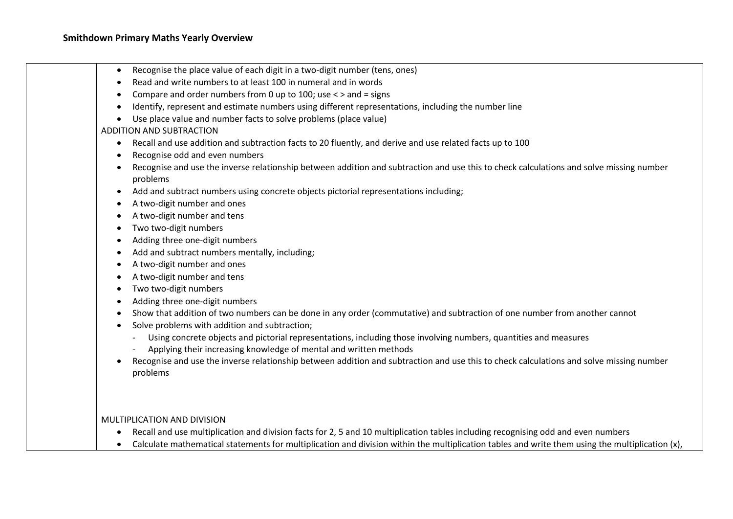**Smithdown Primary Maths Yearly Overview**

| | |
|---|---|
| | • Recognise the place value of each digit in a two-digit number (tens, ones)<br>• Read and write numbers to at least 100 in numeral and in words<br>• Compare and order numbers from 0 up to 100; use < > and = signs<br>• Identify, represent and estimate numbers using different representations, including the number line<br>• Use place value and number facts to solve problems (place value)<br>ADDITION AND SUBTRACTION<br>• Recall and use addition and subtraction facts to 20 fluently, and derive and use related facts up to 100<br>• Recognise odd and even numbers<br>• Recognise and use the inverse relationship between addition and subtraction and use this to check calculations and solve missing number problems<br>• Add and subtract numbers using concrete objects pictorial representations including;<br>• A two-digit number and ones<br>• A two-digit number and tens<br>• Two two-digit numbers<br>• Adding three one-digit numbers<br>• Add and subtract numbers mentally, including;<br>• A two-digit number and ones<br>• A two-digit number and tens<br>• Two two-digit numbers<br>• Adding three one-digit numbers<br>• Show that addition of two numbers can be done in any order (commutative) and subtraction of one number from another cannot<br>• Solve problems with addition and subtraction;<br>- Using concrete objects and pictorial representations, including those involving numbers, quantities and measures<br>- Applying their increasing knowledge of mental and written methods<br>• Recognise and use the inverse relationship between addition and subtraction and use this to check calculations and solve missing number problems<br><br>MULTIPLICATION AND DIVISION<br>• Recall and use multiplication and division facts for 2, 5 and 10 multiplication tables including recognising odd and even numbers<br>• Calculate mathematical statements for multiplication and division within the multiplication tables and write them using the multiplication (x), |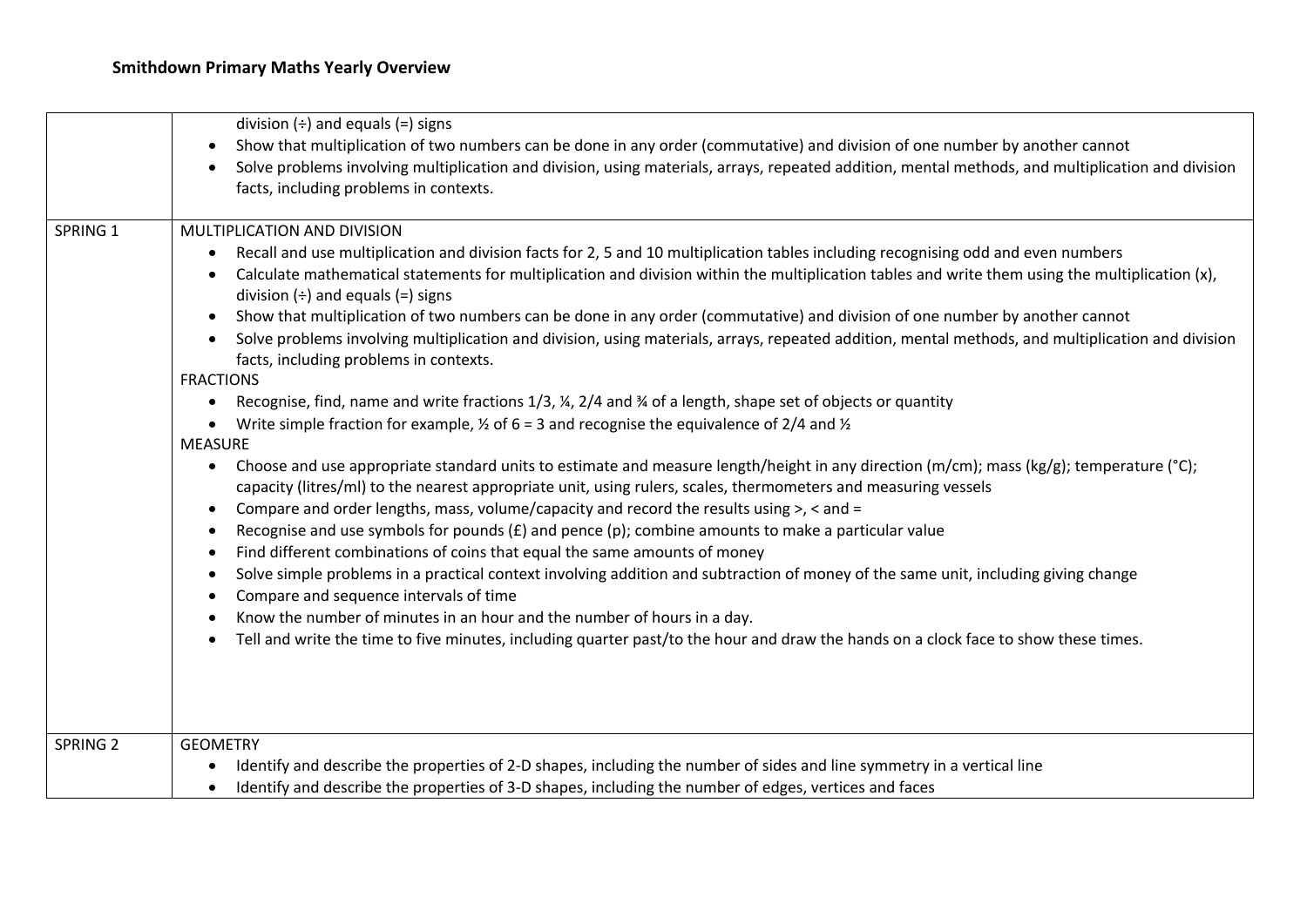**Smithdown Primary Maths Yearly Overview**

| | |
|---|---|
| | division (÷) and equals (=) signs<br>• Show that multiplication of two numbers can be done in any order (commutative) and division of one number by another cannot<br>• Solve problems involving multiplication and division, using materials, arrays, repeated addition, mental methods, and multiplication and division facts, including problems in contexts. |
| SPRING 1 | MULTIPLICATION AND DIVISION<br>• Recall and use multiplication and division facts for 2, 5 and 10 multiplication tables including recognising odd and even numbers<br>• Calculate mathematical statements for multiplication and division within the multiplication tables and write them using the multiplication (x), division (÷) and equals (=) signs<br>• Show that multiplication of two numbers can be done in any order (commutative) and division of one number by another cannot<br>• Solve problems involving multiplication and division, using materials, arrays, repeated addition, mental methods, and multiplication and division facts, including problems in contexts.<br>FRACTIONS<br>• Recognise, find, name and write fractions 1/3, ¼, 2/4 and ¾ of a length, shape set of objects or quantity<br>• Write simple fraction for example, ½ of 6 = 3 and recognise the equivalence of 2/4 and ½<br>MEASURE<br>• Choose and use appropriate standard units to estimate and measure length/height in any direction (m/cm); mass (kg/g); temperature (°C); capacity (litres/ml) to the nearest appropriate unit, using rulers, scales, thermometers and measuring vessels<br>• Compare and order lengths, mass, volume/capacity and record the results using >, < and =<br>• Recognise and use symbols for pounds (£) and pence (p); combine amounts to make a particular value<br>• Find different combinations of coins that equal the same amounts of money<br>• Solve simple problems in a practical context involving addition and subtraction of money of the same unit, including giving change<br>• Compare and sequence intervals of time<br>• Know the number of minutes in an hour and the number of hours in a day.<br>• Tell and write the time to five minutes, including quarter past/to the hour and draw the hands on a clock face to show these times. |
| SPRING 2 | GEOMETRY<br>• Identify and describe the properties of 2-D shapes, including the number of sides and line symmetry in a vertical line<br>• Identify and describe the properties of 3-D shapes, including the number of edges, vertices and faces |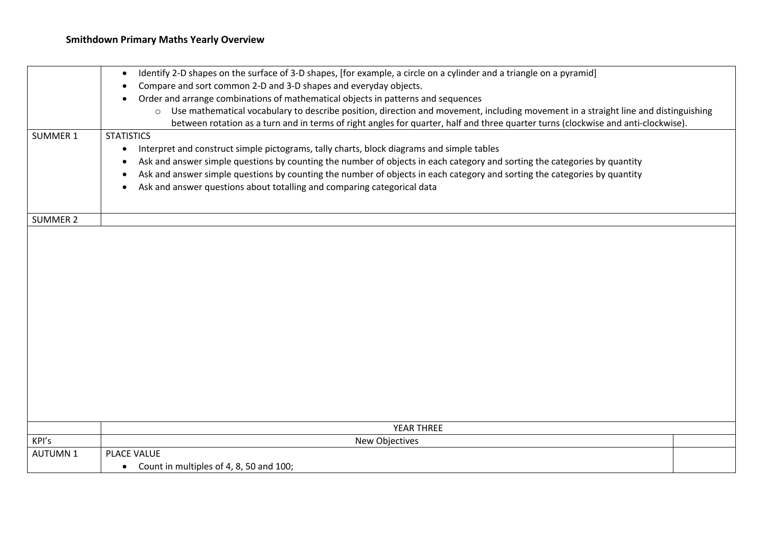**Smithdown Primary Maths Yearly Overview**

| | |
|---|---|
| | • Identify 2-D shapes on the surface of 3-D shapes, [for example, a circle on a cylinder and a triangle on a pyramid]<br>• Compare and sort common 2-D and 3-D shapes and everyday objects.<br>• Order and arrange combinations of mathematical objects in patterns and sequences<br>  ○ Use mathematical vocabulary to describe position, direction and movement, including movement in a straight line and distinguishing between rotation as a turn and in terms of right angles for quarter, half and three quarter turns (clockwise and anti-clockwise). |
| SUMMER 1 | STATISTICS<br>• Interpret and construct simple pictograms, tally charts, block diagrams and simple tables<br>• Ask and answer simple questions by counting the number of objects in each category and sorting the categories by quantity<br>• Ask and answer simple questions by counting the number of objects in each category and sorting the categories by quantity<br>• Ask and answer questions about totalling and comparing categorical data |
| SUMMER 2 | |

| | YEAR THREE | |
|---|---|---|
| KPI's | New Objectives | |
| AUTUMN 1 | PLACE VALUE<br>• Count in multiples of 4, 8, 50 and 100; | |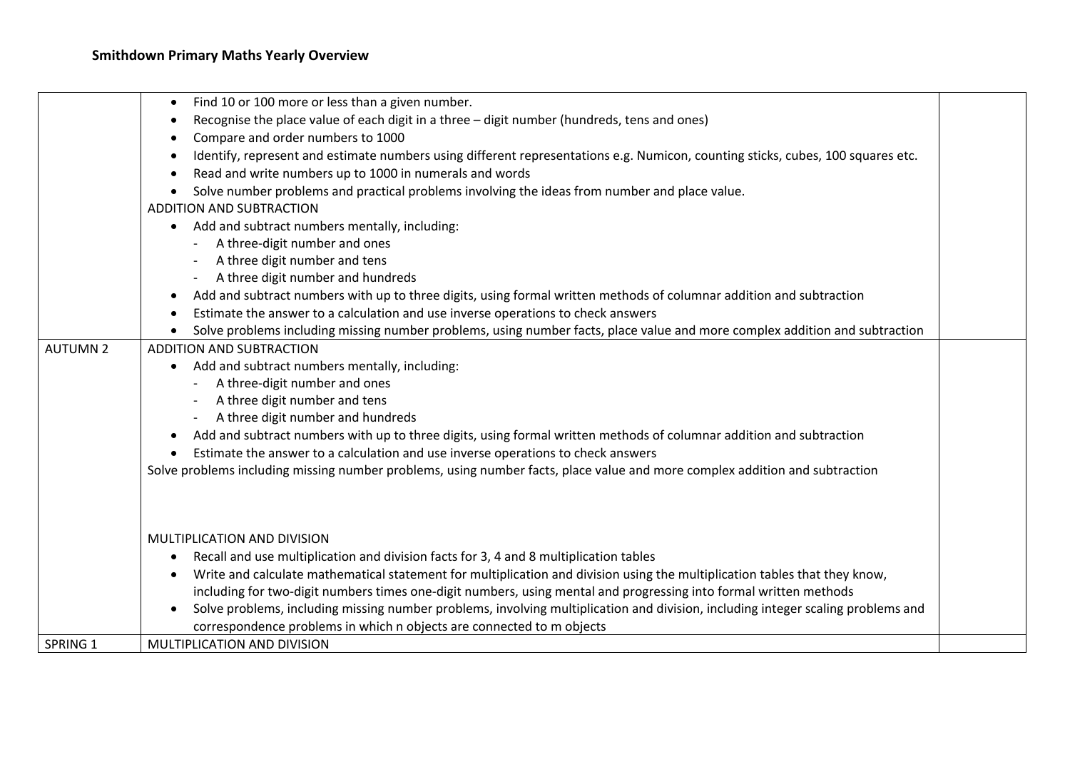**Smithdown Primary Maths Yearly Overview**

| | | |
|---|---|---|
| | • Find 10 or 100 more or less than a given number.<br>• Recognise the place value of each digit in a three – digit number (hundreds, tens and ones)<br>• Compare and order numbers to 1000<br>• Identify, represent and estimate numbers using different representations e.g. Numicon, counting sticks, cubes, 100 squares etc.<br>• Read and write numbers up to 1000 in numerals and words<br>• Solve number problems and practical problems involving the ideas from number and place value.<br>ADDITION AND SUBTRACTION<br>• Add and subtract numbers mentally, including:<br>  - A three-digit number and ones<br>  - A three digit number and tens<br>  - A three digit number and hundreds<br>• Add and subtract numbers with up to three digits, using formal written methods of columnar addition and subtraction<br>• Estimate the answer to a calculation and use inverse operations to check answers<br>• Solve problems including missing number problems, using number facts, place value and more complex addition and subtraction | |
| AUTUMN 2 | ADDITION AND SUBTRACTION<br>• Add and subtract numbers mentally, including:<br>  - A three-digit number and ones<br>  - A three digit number and tens<br>  - A three digit number and hundreds<br>• Add and subtract numbers with up to three digits, using formal written methods of columnar addition and subtraction<br>• Estimate the answer to a calculation and use inverse operations to check answers<br>Solve problems including missing number problems, using number facts, place value and more complex addition and subtraction<br><br>MULTIPLICATION AND DIVISION<br>• Recall and use multiplication and division facts for 3, 4 and 8 multiplication tables<br>• Write and calculate mathematical statement for multiplication and division using the multiplication tables that they know, including for two-digit numbers times one-digit numbers, using mental and progressing into formal written methods<br>• Solve problems, including missing number problems, involving multiplication and division, including integer scaling problems and correspondence problems in which n objects are connected to m objects | |
| SPRING 1 | MULTIPLICATION AND DIVISION | |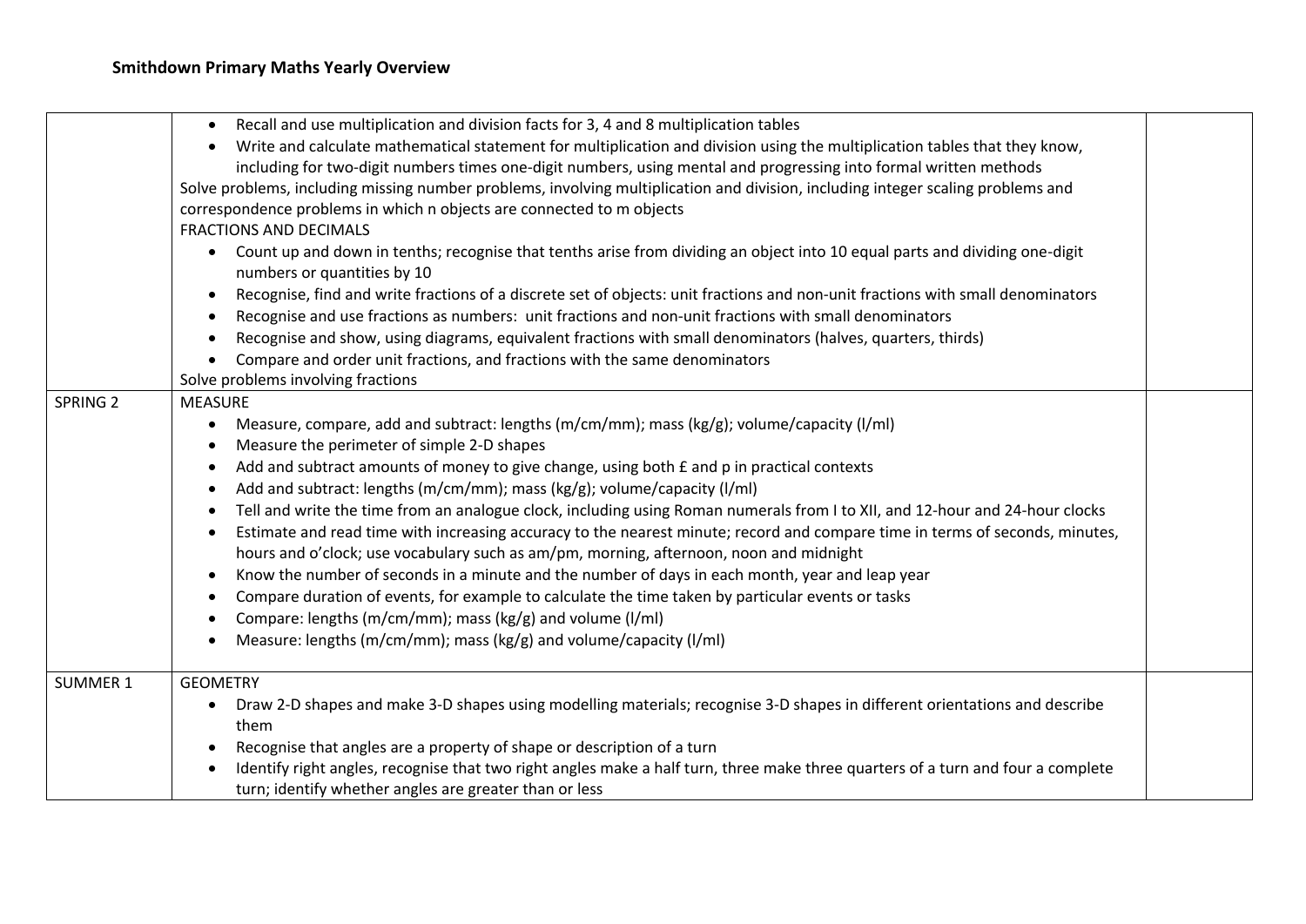**Smithdown Primary Maths Yearly Overview**

| | | |
|---|---|---|
| | • Recall and use multiplication and division facts for 3, 4 and 8 multiplication tables<br>• Write and calculate mathematical statement for multiplication and division using the multiplication tables that they know, including for two-digit numbers times one-digit numbers, using mental and progressing into formal written methods<br>Solve problems, including missing number problems, involving multiplication and division, including integer scaling problems and correspondence problems in which n objects are connected to m objects<br>FRACTIONS AND DECIMALS<br>• Count up and down in tenths; recognise that tenths arise from dividing an object into 10 equal parts and dividing one-digit numbers or quantities by 10<br>• Recognise, find and write fractions of a discrete set of objects: unit fractions and non-unit fractions with small denominators<br>• Recognise and use fractions as numbers: unit fractions and non-unit fractions with small denominators<br>• Recognise and show, using diagrams, equivalent fractions with small denominators (halves, quarters, thirds)<br>• Compare and order unit fractions, and fractions with the same denominators<br>Solve problems involving fractions | |
| SPRING 2 | MEASURE<br>• Measure, compare, add and subtract: lengths (m/cm/mm); mass (kg/g); volume/capacity (l/ml)<br>• Measure the perimeter of simple 2-D shapes<br>• Add and subtract amounts of money to give change, using both £ and p in practical contexts<br>• Add and subtract: lengths (m/cm/mm); mass (kg/g); volume/capacity (l/ml)<br>• Tell and write the time from an analogue clock, including using Roman numerals from I to XII, and 12-hour and 24-hour clocks<br>• Estimate and read time with increasing accuracy to the nearest minute; record and compare time in terms of seconds, minutes, hours and o'clock; use vocabulary such as am/pm, morning, afternoon, noon and midnight<br>• Know the number of seconds in a minute and the number of days in each month, year and leap year<br>• Compare duration of events, for example to calculate the time taken by particular events or tasks<br>• Compare: lengths (m/cm/mm); mass (kg/g) and volume (l/ml)<br>• Measure: lengths (m/cm/mm); mass (kg/g) and volume/capacity (l/ml) | |
| SUMMER 1 | GEOMETRY<br>• Draw 2-D shapes and make 3-D shapes using modelling materials; recognise 3-D shapes in different orientations and describe them<br>• Recognise that angles are a property of shape or description of a turn<br>• Identify right angles, recognise that two right angles make a half turn, three make three quarters of a turn and four a complete turn; identify whether angles are greater than or less | |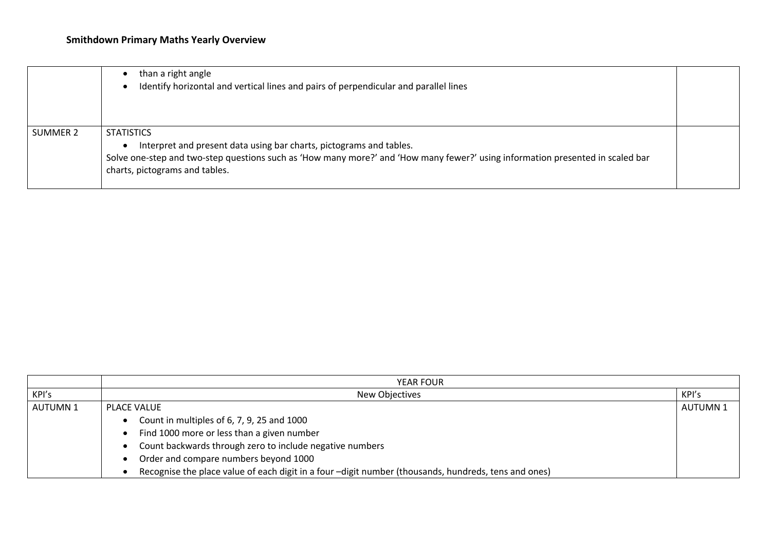**Smithdown Primary Maths Yearly Overview**

| | | |
|---|---|---|
| | • than a right angle<br>• Identify horizontal and vertical lines and pairs of perpendicular and parallel lines | |
| SUMMER 2 | STATISTICS<br>• Interpret and present data using bar charts, pictograms and tables.<br>Solve one-step and two-step questions such as 'How many more?' and 'How many fewer?' using information presented in scaled bar charts, pictograms and tables. | |

| | YEAR FOUR | |
|---|---|---|
| KPI's | New Objectives | KPI's |
| AUTUMN 1 | PLACE VALUE<br>• Count in multiples of 6, 7, 9, 25 and 1000<br>• Find 1000 more or less than a given number<br>• Count backwards through zero to include negative numbers<br>• Order and compare numbers beyond 1000<br>• Recognise the place value of each digit in a four –digit number (thousands, hundreds, tens and ones) | AUTUMN 1 |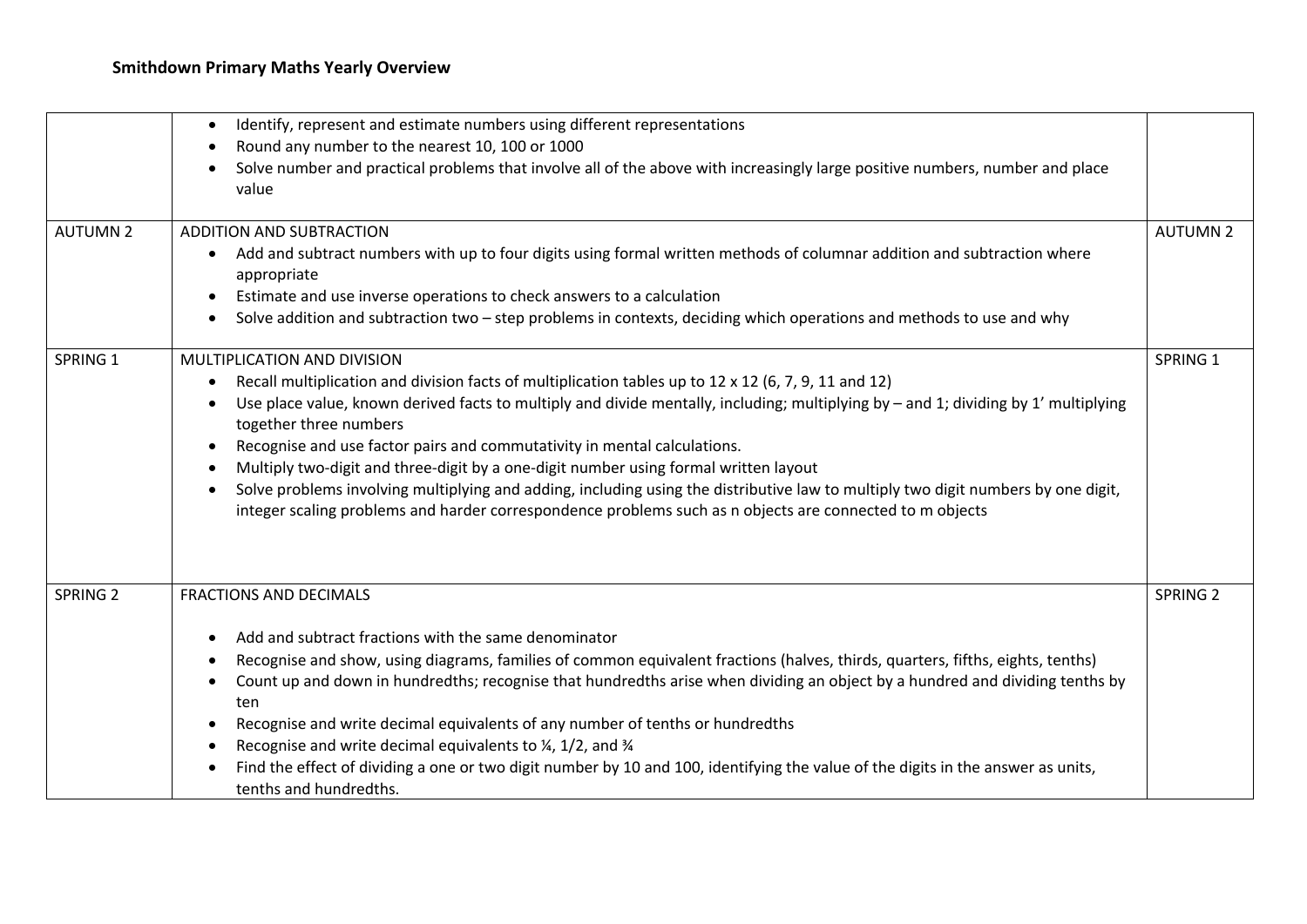**Smithdown Primary Maths Yearly Overview**

| | | |
|---|---|---|
| | • Identify, represent and estimate numbers using different representations<br>• Round any number to the nearest 10, 100 or 1000<br>• Solve number and practical problems that involve all of the above with increasingly large positive numbers, number and place value | |
| AUTUMN 2 | ADDITION AND SUBTRACTION<br>• Add and subtract numbers with up to four digits using formal written methods of columnar addition and subtraction where appropriate<br>• Estimate and use inverse operations to check answers to a calculation<br>• Solve addition and subtraction two – step problems in contexts, deciding which operations and methods to use and why | AUTUMN 2 |
| SPRING 1 | MULTIPLICATION AND DIVISION<br>• Recall multiplication and division facts of multiplication tables up to 12 x 12 (6, 7, 9, 11 and 12)<br>• Use place value, known derived facts to multiply and divide mentally, including; multiplying by – and 1; dividing by 1' multiplying together three numbers<br>• Recognise and use factor pairs and commutativity in mental calculations.<br>• Multiply two-digit and three-digit by a one-digit number using formal written layout<br>• Solve problems involving multiplying and adding, including using the distributive law to multiply two digit numbers by one digit, integer scaling problems and harder correspondence problems such as n objects are connected to m objects | SPRING 1 |
| SPRING 2 | FRACTIONS AND DECIMALS<br>• Add and subtract fractions with the same denominator<br>• Recognise and show, using diagrams, families of common equivalent fractions (halves, thirds, quarters, fifths, eights, tenths)<br>• Count up and down in hundredths; recognise that hundredths arise when dividing an object by a hundred and dividing tenths by ten<br>• Recognise and write decimal equivalents of any number of tenths or hundredths<br>• Recognise and write decimal equivalents to ¼, 1/2, and ¾<br>• Find the effect of dividing a one or two digit number by 10 and 100, identifying the value of the digits in the answer as units, tenths and hundredths. | SPRING 2 |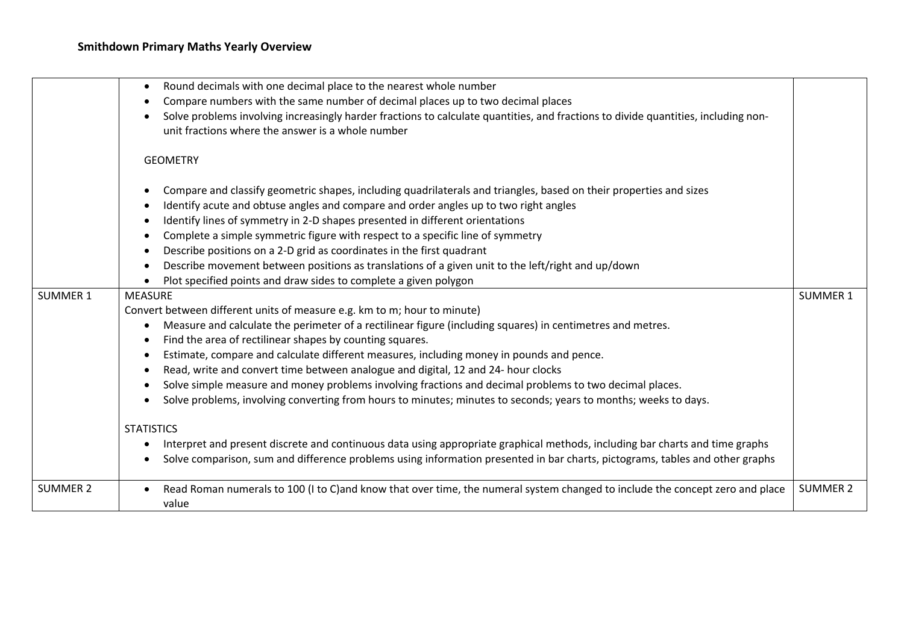**Smithdown Primary Maths Yearly Overview**

| | | |
|---|---|---|
| | • Round decimals with one decimal place to the nearest whole number<br>• Compare numbers with the same number of decimal places up to two decimal places<br>• Solve problems involving increasingly harder fractions to calculate quantities, and fractions to divide quantities, including non-unit fractions where the answer is a whole number<br><br>GEOMETRY<br><br>• Compare and classify geometric shapes, including quadrilaterals and triangles, based on their properties and sizes<br>• Identify acute and obtuse angles and compare and order angles up to two right angles<br>• Identify lines of symmetry in 2-D shapes presented in different orientations<br>• Complete a simple symmetric figure with respect to a specific line of symmetry<br>• Describe positions on a 2-D grid as coordinates in the first quadrant<br>• Describe movement between positions as translations of a given unit to the left/right and up/down<br>• Plot specified points and draw sides to complete a given polygon | |
| SUMMER 1 | MEASURE<br>Convert between different units of measure e.g. km to m; hour to minute)<br>• Measure and calculate the perimeter of a rectilinear figure (including squares) in centimetres and metres.<br>• Find the area of rectilinear shapes by counting squares.<br>• Estimate, compare and calculate different measures, including money in pounds and pence.<br>• Read, write and convert time between analogue and digital, 12 and 24- hour clocks<br>• Solve simple measure and money problems involving fractions and decimal problems to two decimal places.<br>• Solve problems, involving converting from hours to minutes; minutes to seconds; years to months; weeks to days.<br><br>STATISTICS<br>• Interpret and present discrete and continuous data using appropriate graphical methods, including bar charts and time graphs<br>• Solve comparison, sum and difference problems using information presented in bar charts, pictograms, tables and other graphs | SUMMER 1 |
| SUMMER 2 | • Read Roman numerals to 100 (I to C)and know that over time, the numeral system changed to include the concept zero and place value | SUMMER 2 |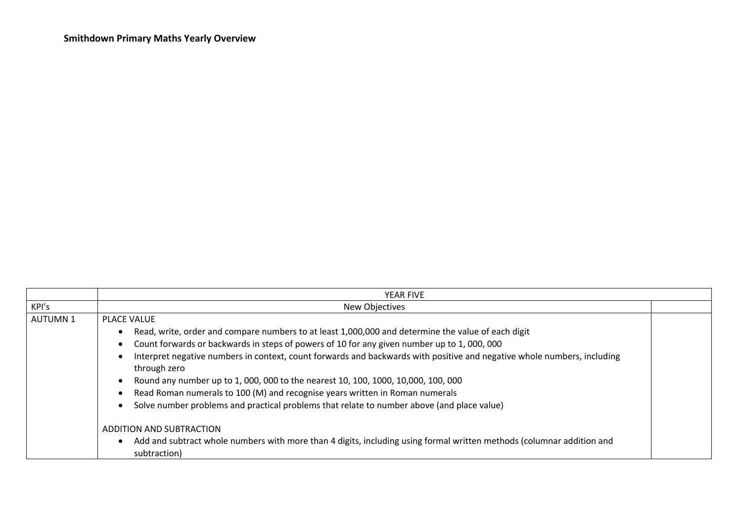**Smithdown Primary Maths Yearly Overview**

| | YEAR FIVE | |
|---|---|---|
| KPI's | New Objectives | |
| AUTUMN 1 | PLACE VALUE<br>• Read, write, order and compare numbers to at least 1,000,000 and determine the value of each digit<br>• Count forwards or backwards in steps of powers of 10 for any given number up to 1, 000, 000<br>• Interpret negative numbers in context, count forwards and backwards with positive and negative whole numbers, including through zero<br>• Round any number up to 1, 000, 000 to the nearest 10, 100, 1000, 10,000, 100, 000<br>• Read Roman numerals to 100 (M) and recognise years written in Roman numerals<br>• Solve number problems and practical problems that relate to number above (and place value)<br><br>ADDITION AND SUBTRACTION<br>• Add and subtract whole numbers with more than 4 digits, including using formal written methods (columnar addition and subtraction) | |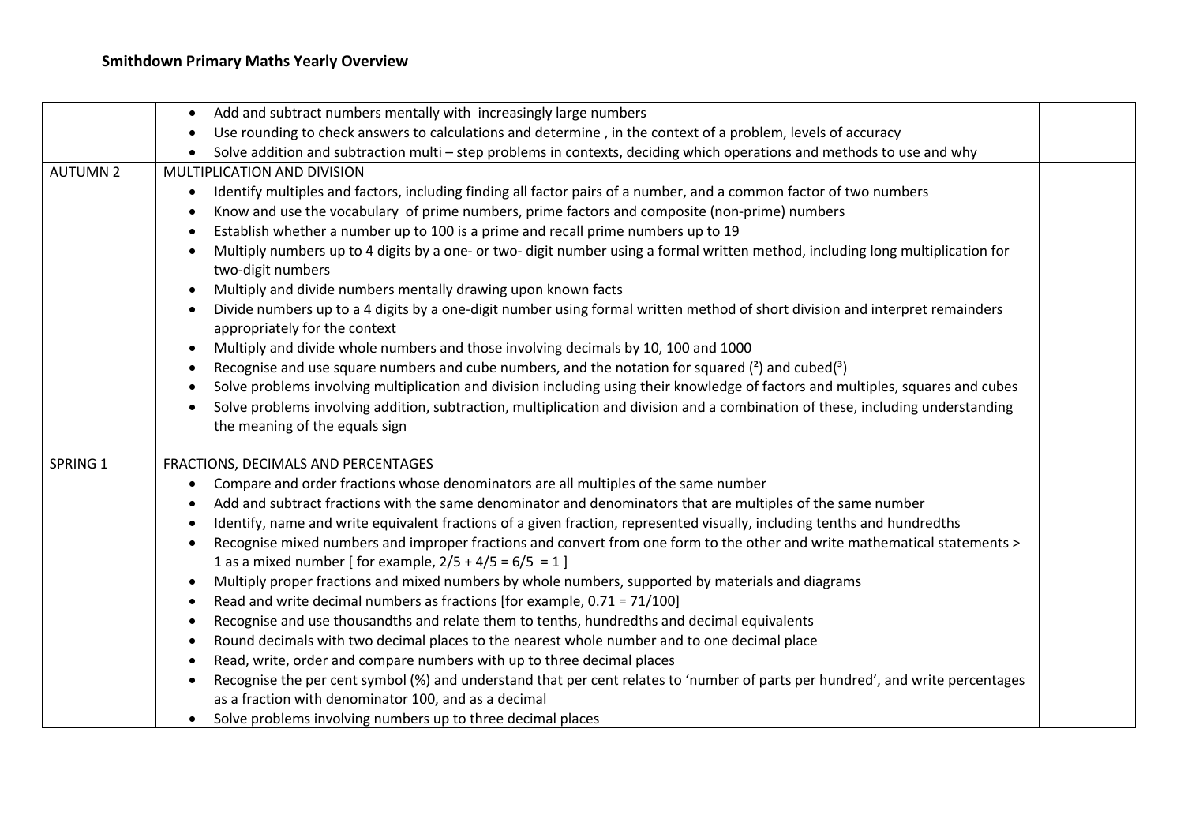**Smithdown Primary Maths Yearly Overview**

| | | |
|---|---|---|
| | • Add and subtract numbers mentally with increasingly large numbers<br>• Use rounding to check answers to calculations and determine , in the context of a problem, levels of accuracy<br>• Solve addition and subtraction multi – step problems in contexts, deciding which operations and methods to use and why | |
| AUTUMN 2 | MULTIPLICATION AND DIVISION<br>• Identify multiples and factors, including finding all factor pairs of a number, and a common factor of two numbers<br>• Know and use the vocabulary of prime numbers, prime factors and composite (non-prime) numbers<br>• Establish whether a number up to 100 is a prime and recall prime numbers up to 19<br>• Multiply numbers up to 4 digits by a one- or two- digit number using a formal written method, including long multiplication for two-digit numbers<br>• Multiply and divide numbers mentally drawing upon known facts<br>• Divide numbers up to a 4 digits by a one-digit number using formal written method of short division and interpret remainders appropriately for the context<br>• Multiply and divide whole numbers and those involving decimals by 10, 100 and 1000<br>• Recognise and use square numbers and cube numbers, and the notation for squared ($^2$) and cubed($^3$)<br>• Solve problems involving multiplication and division including using their knowledge of factors and multiples, squares and cubes<br>• Solve problems involving addition, subtraction, multiplication and division and a combination of these, including understanding the meaning of the equals sign | |
| SPRING 1 | FRACTIONS, DECIMALS AND PERCENTAGES<br>• Compare and order fractions whose denominators are all multiples of the same number<br>• Add and subtract fractions with the same denominator and denominators that are multiples of the same number<br>• Identify, name and write equivalent fractions of a given fraction, represented visually, including tenths and hundredths<br>• Recognise mixed numbers and improper fractions and convert from one form to the other and write mathematical statements > 1 as a mixed number [ for example, $2/5 + 4/5 = 6/5 = 1$ ]<br>• Multiply proper fractions and mixed numbers by whole numbers, supported by materials and diagrams<br>• Read and write decimal numbers as fractions [for example, $0.71 = 71/100$]<br>• Recognise and use thousandths and relate them to tenths, hundredths and decimal equivalents<br>• Round decimals with two decimal places to the nearest whole number and to one decimal place<br>• Read, write, order and compare numbers with up to three decimal places<br>• Recognise the per cent symbol (%) and understand that per cent relates to 'number of parts per hundred', and write percentages as a fraction with denominator 100, and as a decimal<br>• Solve problems involving numbers up to three decimal places | |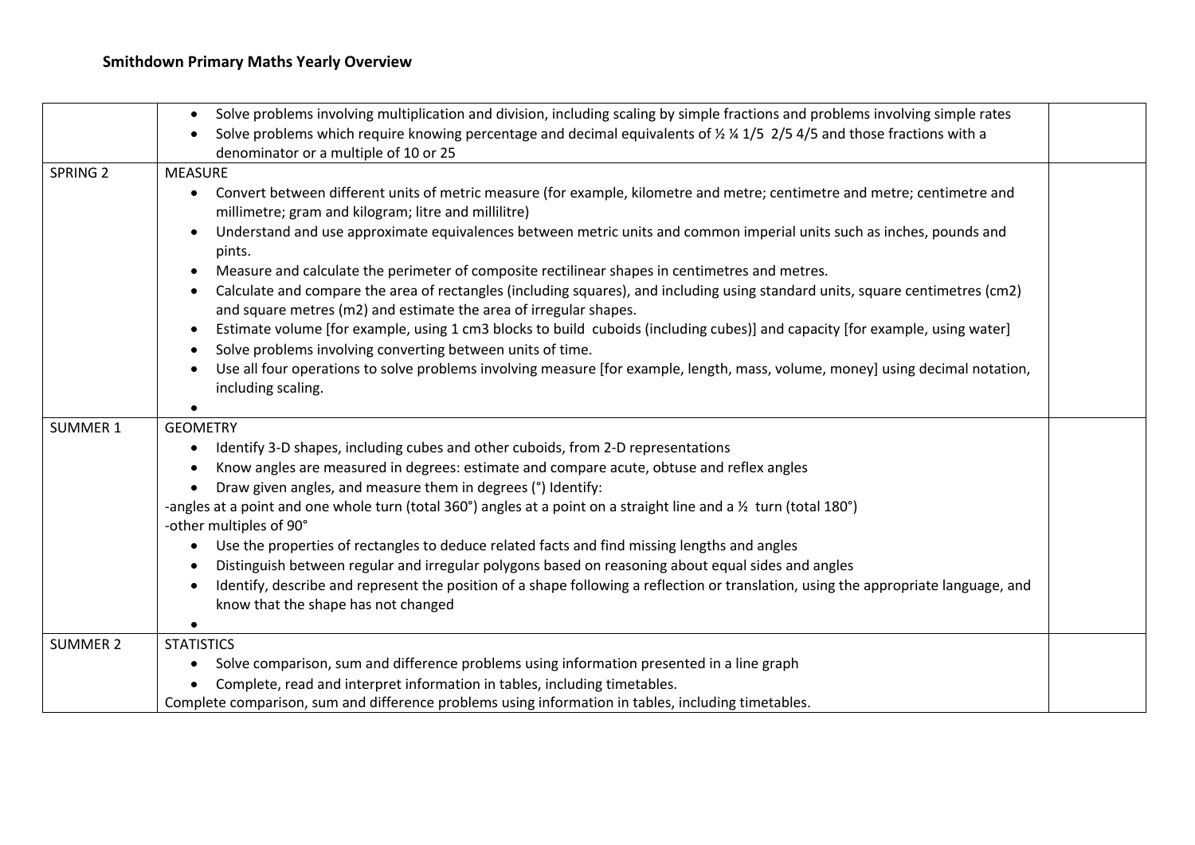**Smithdown Primary Maths Yearly Overview**

| | | |
|---|---|---|
| | • Solve problems involving multiplication and division, including scaling by simple fractions and problems involving simple rates<br>• Solve problems which require knowing percentage and decimal equivalents of ½ ¼ 1/5 2/5 4/5 and those fractions with a denominator or a multiple of 10 or 25 | |
| SPRING 2 | MEASURE<br>• Convert between different units of metric measure (for example, kilometre and metre; centimetre and metre; centimetre and millimetre; gram and kilogram; litre and millilitre)<br>• Understand and use approximate equivalences between metric units and common imperial units such as inches, pounds and pints.<br>• Measure and calculate the perimeter of composite rectilinear shapes in centimetres and metres.<br>• Calculate and compare the area of rectangles (including squares), and including using standard units, square centimetres (cm2) and square metres (m2) and estimate the area of irregular shapes.<br>• Estimate volume [for example, using 1 cm3 blocks to build cuboids (including cubes)] and capacity [for example, using water]<br>• Solve problems involving converting between units of time.<br>• Use all four operations to solve problems involving measure [for example, length, mass, volume, money] using decimal notation, including scaling.<br>• | |
| SUMMER 1 | GEOMETRY<br>• Identify 3-D shapes, including cubes and other cuboids, from 2-D representations<br>• Know angles are measured in degrees: estimate and compare acute, obtuse and reflex angles<br>• Draw given angles, and measure them in degrees (°) Identify:<br>-angles at a point and one whole turn (total 360°) angles at a point on a straight line and a ½ turn (total 180°)<br>-other multiples of 90°<br>• Use the properties of rectangles to deduce related facts and find missing lengths and angles<br>• Distinguish between regular and irregular polygons based on reasoning about equal sides and angles<br>• Identify, describe and represent the position of a shape following a reflection or translation, using the appropriate language, and know that the shape has not changed<br>• | |
| SUMMER 2 | STATISTICS<br>• Solve comparison, sum and difference problems using information presented in a line graph<br>• Complete, read and interpret information in tables, including timetables.<br>Complete comparison, sum and difference problems using information in tables, including timetables. | |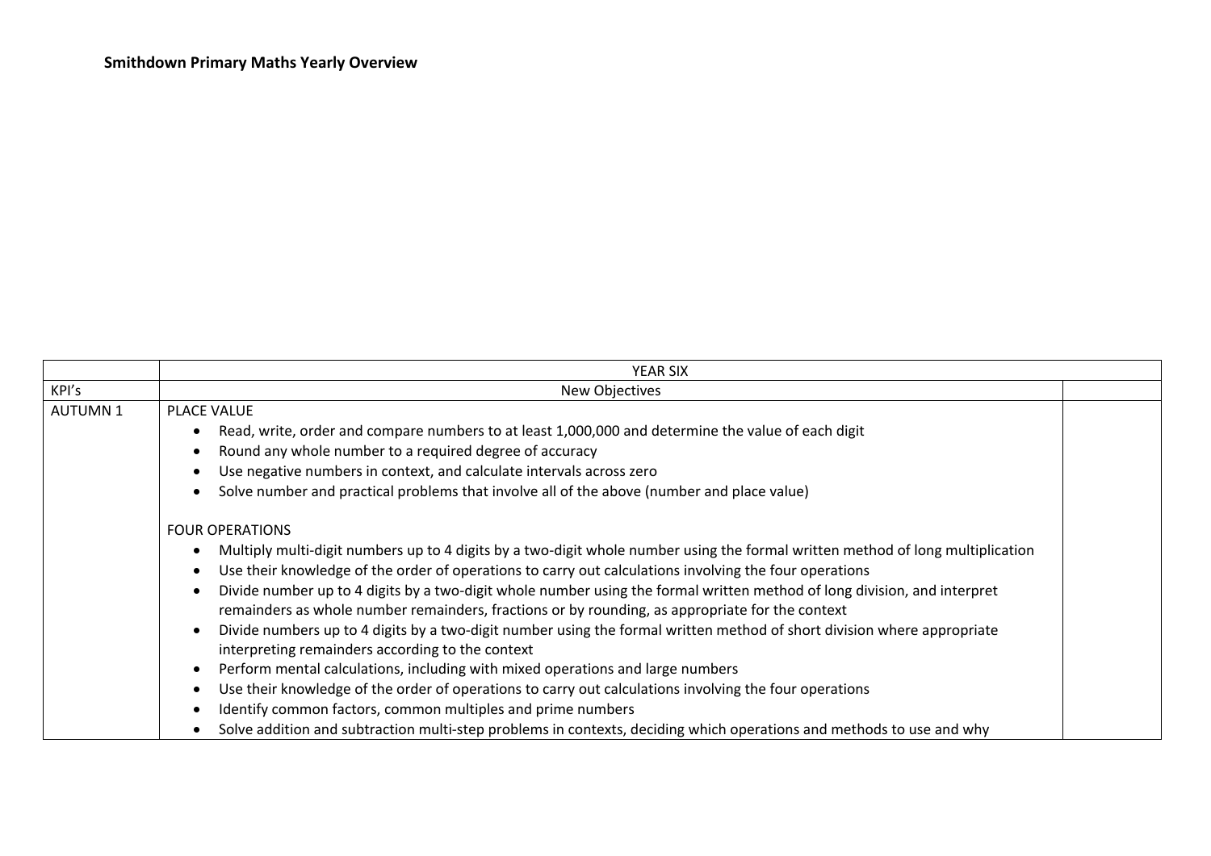**Smithdown Primary Maths Yearly Overview**

| | YEAR SIX | |
|---|---|---|
| KPI's | New Objectives | |
| AUTUMN 1 | PLACE VALUE<br>• Read, write, order and compare numbers to at least 1,000,000 and determine the value of each digit<br>• Round any whole number to a required degree of accuracy<br>• Use negative numbers in context, and calculate intervals across zero<br>• Solve number and practical problems that involve all of the above (number and place value)<br><br>FOUR OPERATIONS<br>• Multiply multi-digit numbers up to 4 digits by a two-digit whole number using the formal written method of long multiplication<br>• Use their knowledge of the order of operations to carry out calculations involving the four operations<br>• Divide number up to 4 digits by a two-digit whole number using the formal written method of long division, and interpret remainders as whole number remainders, fractions or by rounding, as appropriate for the context<br>• Divide numbers up to 4 digits by a two-digit number using the formal written method of short division where appropriate interpreting remainders according to the context<br>• Perform mental calculations, including with mixed operations and large numbers<br>• Use their knowledge of the order of operations to carry out calculations involving the four operations<br>• Identify common factors, common multiples and prime numbers<br>• Solve addition and subtraction multi-step problems in contexts, deciding which operations and methods to use and why | |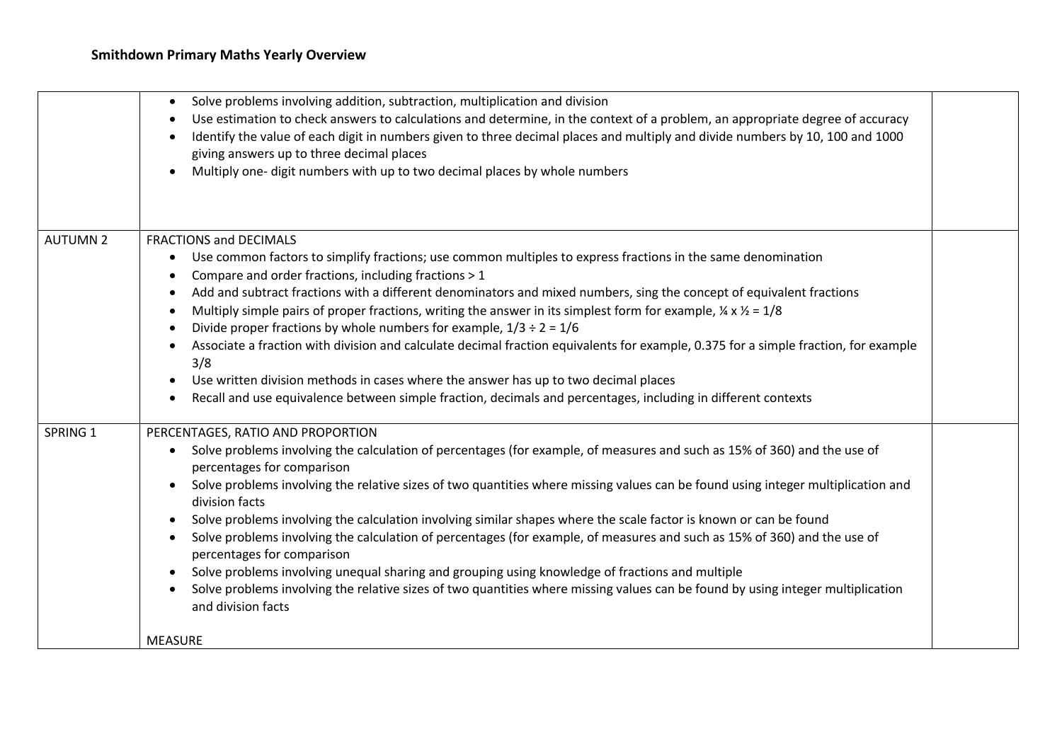**Smithdown Primary Maths Yearly Overview**

| | | |
|---|---|---|
| | • Solve problems involving addition, subtraction, multiplication and division<br>• Use estimation to check answers to calculations and determine, in the context of a problem, an appropriate degree of accuracy<br>• Identify the value of each digit in numbers given to three decimal places and multiply and divide numbers by 10, 100 and 1000 giving answers up to three decimal places<br>• Multiply one- digit numbers with up to two decimal places by whole numbers | |
| AUTUMN 2 | FRACTIONS and DECIMALS<br>• Use common factors to simplify fractions; use common multiples to express fractions in the same denomination<br>• Compare and order fractions, including fractions > 1<br>• Add and subtract fractions with a different denominators and mixed numbers, sing the concept of equivalent fractions<br>• Multiply simple pairs of proper fractions, writing the answer in its simplest form for example, ¼ x ½ = 1/8<br>• Divide proper fractions by whole numbers for example, 1/3 ÷ 2 = 1/6<br>• Associate a fraction with division and calculate decimal fraction equivalents for example, 0.375 for a simple fraction, for example 3/8<br>• Use written division methods in cases where the answer has up to two decimal places<br>• Recall and use equivalence between simple fraction, decimals and percentages, including in different contexts | |
| SPRING 1 | PERCENTAGES, RATIO AND PROPORTION<br>• Solve problems involving the calculation of percentages (for example, of measures and such as 15% of 360) and the use of percentages for comparison<br>• Solve problems involving the relative sizes of two quantities where missing values can be found using integer multiplication and division facts<br>• Solve problems involving the calculation involving similar shapes where the scale factor is known or can be found<br>• Solve problems involving the calculation of percentages (for example, of measures and such as 15% of 360) and the use of percentages for comparison<br>• Solve problems involving unequal sharing and grouping using knowledge of fractions and multiple<br>• Solve problems involving the relative sizes of two quantities where missing values can be found by using integer multiplication and division facts<br><br>MEASURE | |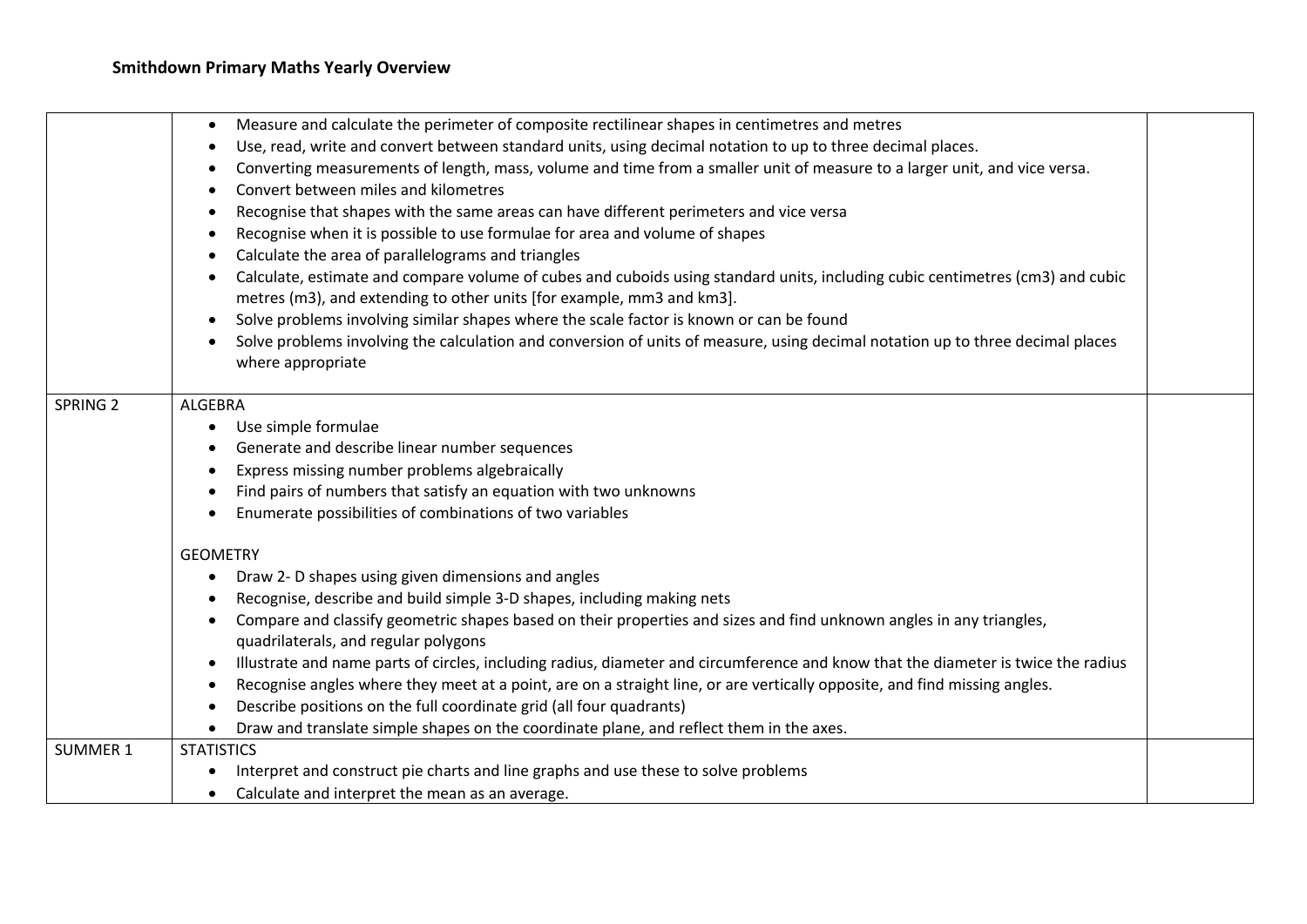**Smithdown Primary Maths Yearly Overview**

<table>
<tr>
<td></td>
<td>
<ul>
<li>Measure and calculate the perimeter of composite rectilinear shapes in centimetres and metres</li>
<li>Use, read, write and convert between standard units, using decimal notation to up to three decimal places.</li>
<li>Converting measurements of length, mass, volume and time from a smaller unit of measure to a larger unit, and vice versa.</li>
<li>Convert between miles and kilometres</li>
<li>Recognise that shapes with the same areas can have different perimeters and vice versa</li>
<li>Recognise when it is possible to use formulae for area and volume of shapes</li>
<li>Calculate the area of parallelograms and triangles</li>
<li>Calculate, estimate and compare volume of cubes and cuboids using standard units, including cubic centimetres (cm3) and cubic metres (m3), and extending to other units [for example, mm3 and km3].</li>
<li>Solve problems involving similar shapes where the scale factor is known or can be found</li>
<li>Solve problems involving the calculation and conversion of units of measure, using decimal notation up to three decimal places where appropriate</li>
</ul>
</td>
<td></td>
</tr>
<tr>
<td>SPRING 2</td>
<td>
ALGEBRA
<ul>
<li>Use simple formulae</li>
<li>Generate and describe linear number sequences</li>
<li>Express missing number problems algebraically</li>
<li>Find pairs of numbers that satisfy an equation with two unknowns</li>
<li>Enumerate possibilities of combinations of two variables</li>
</ul>
GEOMETRY
<ul>
<li>Draw 2- D shapes using given dimensions and angles</li>
<li>Recognise, describe and build simple 3-D shapes, including making nets</li>
<li>Compare and classify geometric shapes based on their properties and sizes and find unknown angles in any triangles, quadrilaterals, and regular polygons</li>
<li>Illustrate and name parts of circles, including radius, diameter and circumference and know that the diameter is twice the radius</li>
<li>Recognise angles where they meet at a point, are on a straight line, or are vertically opposite, and find missing angles.</li>
<li>Describe positions on the full coordinate grid (all four quadrants)</li>
<li>Draw and translate simple shapes on the coordinate plane, and reflect them in the axes.</li>
</ul>
</td>
<td></td>
</tr>
<tr>
<td>SUMMER 1</td>
<td>
STATISTICS
<ul>
<li>Interpret and construct pie charts and line graphs and use these to solve problems</li>
<li>Calculate and interpret the mean as an average.</li>
</ul>
</td>
<td></td>
</tr>
</table>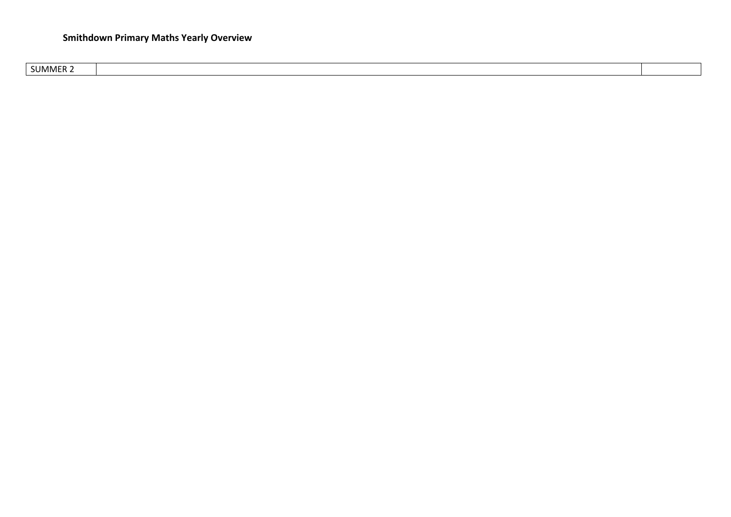**Smithdown Primary Maths Yearly Overview**

| | | |
|---|---|---|
| SUMMER 2 | | |